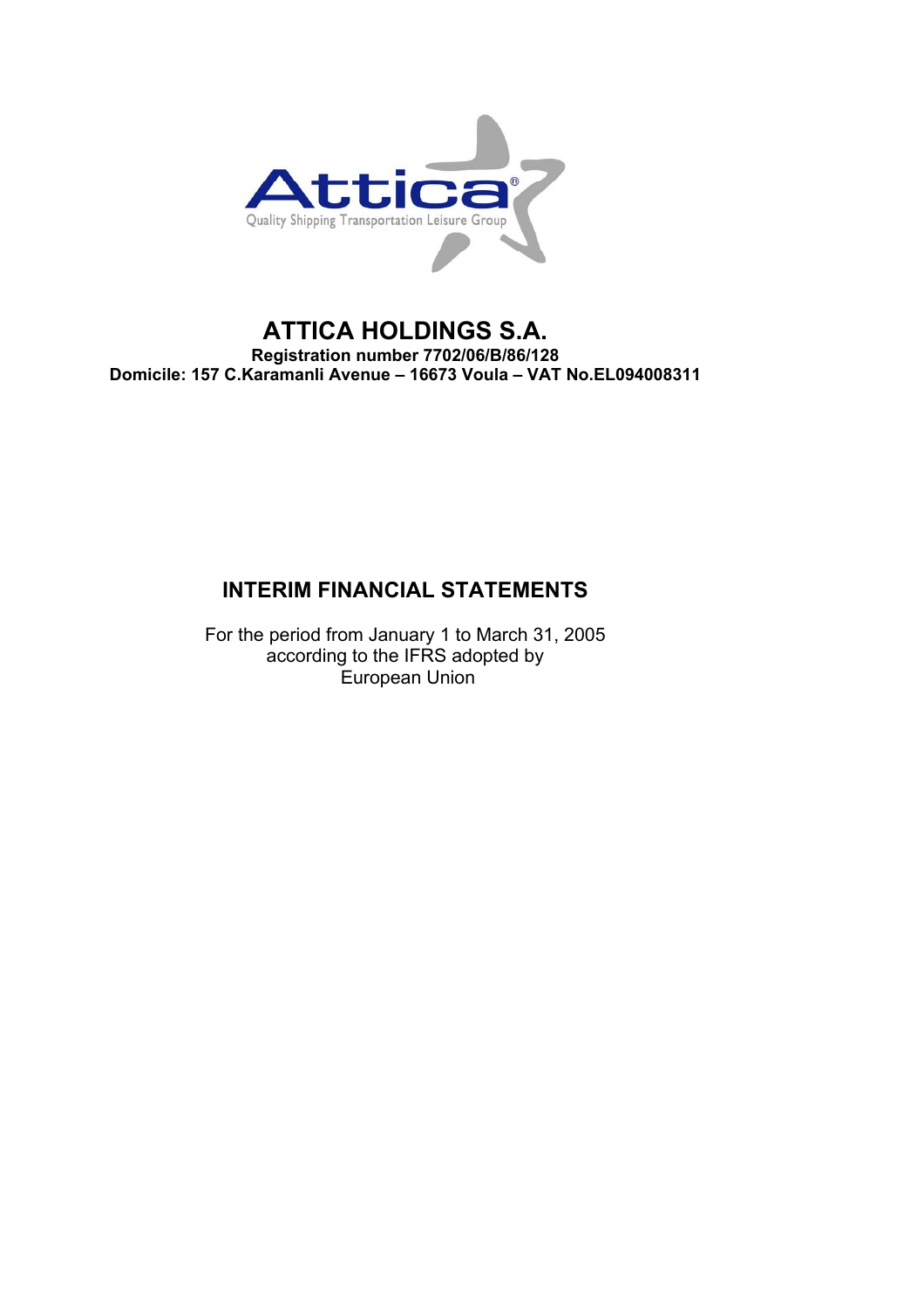# ATTICA HOLDINGS S.A.

**Registration number 7702/06/B/86/128**

**Domicile: 157 C.Karamanli Avenue – 16673 Voula – VAT No.EL094008311**

## INTERIM FINANCIAL STATEMENTS

For the period from January 1 to March 31, 2005
according to the IFRS adopted by
European Union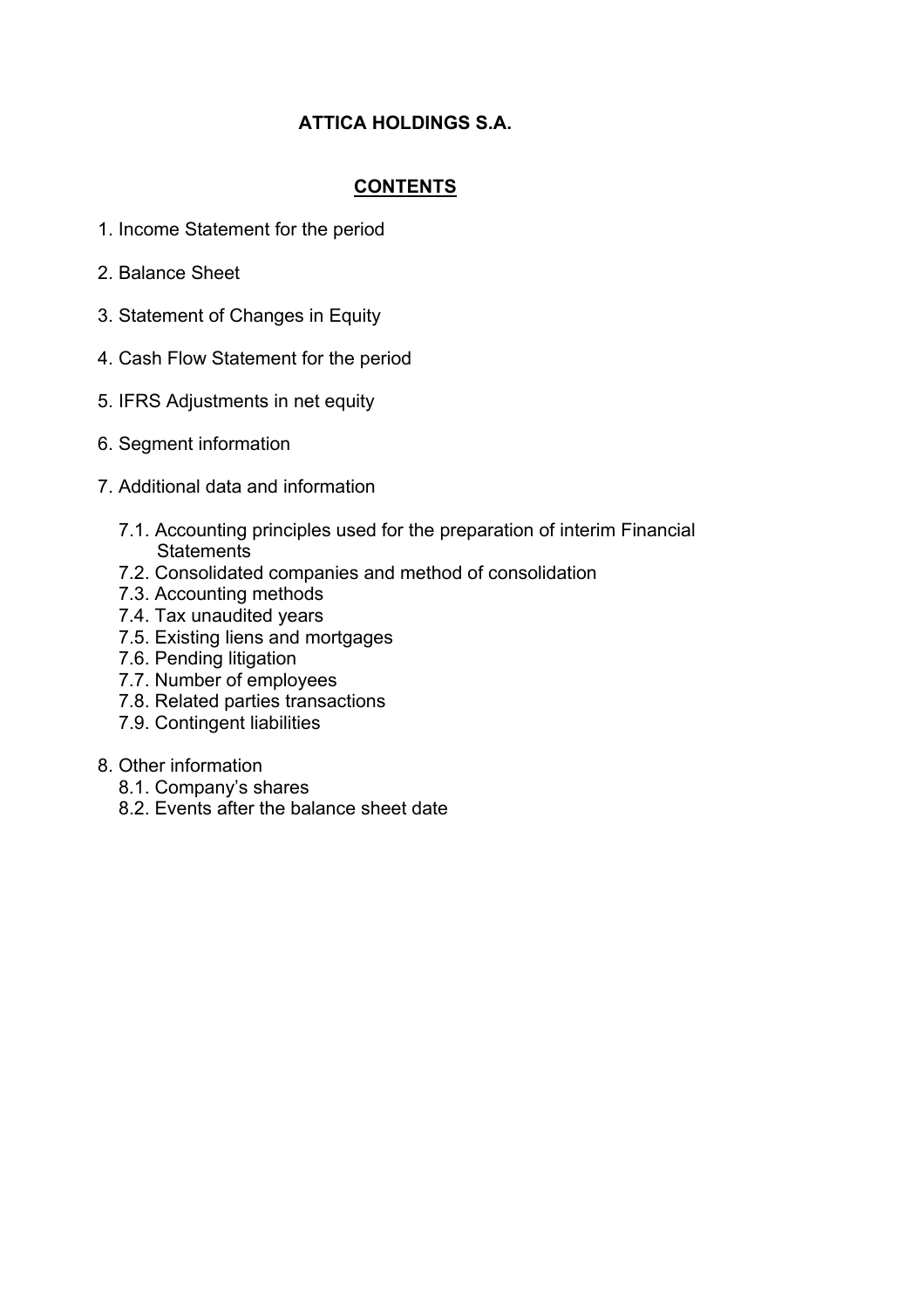# ATTICA HOLDINGS S.A.

## CONTENTS

1. Income Statement for the period
2. Balance Sheet
3. Statement of Changes in Equity
4. Cash Flow Statement for the period
5. IFRS Adjustments in net equity
6. Segment information
7. Additional data and information
   - 7.1. Accounting principles used for the preparation of interim Financial Statements
   - 7.2. Consolidated companies and method of consolidation
   - 7.3. Accounting methods
   - 7.4. Tax unaudited years
   - 7.5. Existing liens and mortgages
   - 7.6. Pending litigation
   - 7.7. Number of employees
   - 7.8. Related parties transactions
   - 7.9. Contingent liabilities
8. Other information
   - 8.1. Company's shares
   - 8.2. Events after the balance sheet date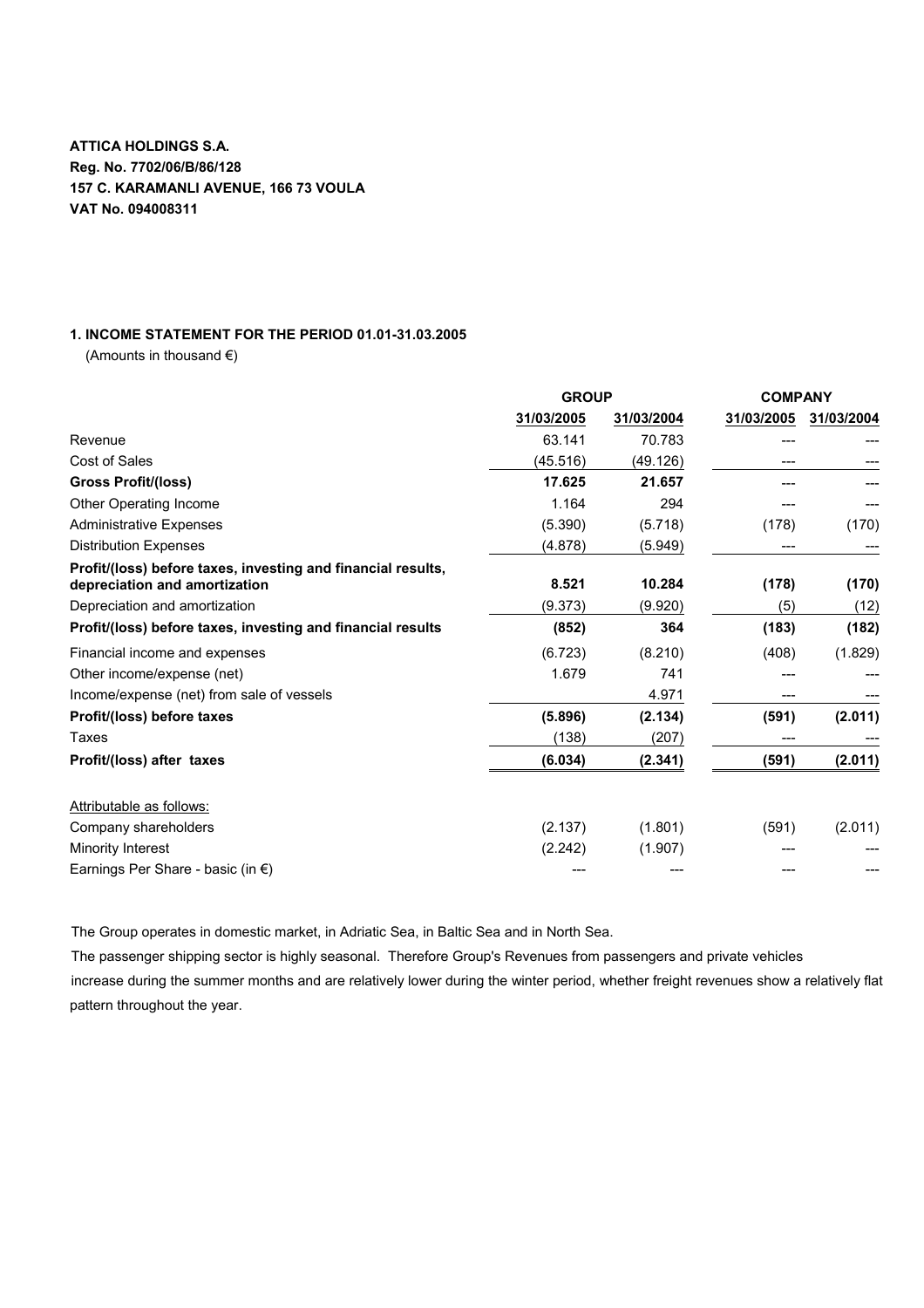**ATTICA HOLDINGS S.A.**
**Reg. No. 7702/06/B/86/128**
**157 C. KARAMANLI AVENUE, 166 73 VOULA**
**VAT No. 094008311**

### 1. INCOME STATEMENT FOR THE PERIOD 01.01-31.03.2005

(Amounts in thousand €)

| | GROUP | | COMPANY | |
|---|---|---|---|---|
| | 31/03/2005 | 31/03/2004 | 31/03/2005 | 31/03/2004 |
| Revenue | 63.141 | 70.783 | --- | --- |
| Cost of Sales | (45.516) | (49.126) | --- | --- |
| **Gross Profit/(loss)** | **17.625** | **21.657** | --- | --- |
| Other Operating Income | 1.164 | 294 | --- | --- |
| Administrative Expenses | (5.390) | (5.718) | (178) | (170) |
| Distribution Expenses | (4.878) | (5.949) | --- | --- |
| **Profit/(loss) before taxes, investing and financial results, depreciation and amortization** | **8.521** | **10.284** | **(178)** | **(170)** |
| Depreciation and amortization | (9.373) | (9.920) | (5) | (12) |
| **Profit/(loss) before taxes, investing and financial results** | **(852)** | **364** | **(183)** | **(182)** |
| Financial income and expenses | (6.723) | (8.210) | (408) | (1.829) |
| Other income/expense (net) | 1.679 | 741 | --- | --- |
| Income/expense (net) from sale of vessels | | 4.971 | --- | --- |
| **Profit/(loss) before taxes** | **(5.896)** | **(2.134)** | **(591)** | **(2.011)** |
| Taxes | (138) | (207) | --- | --- |
| **Profit/(loss) after taxes** | **(6.034)** | **(2.341)** | **(591)** | **(2.011)** |
| Attributable as follows: | | | | |
| Company shareholders | (2.137) | (1.801) | (591) | (2.011) |
| Minority Interest | (2.242) | (1.907) | --- | --- |
| Earnings Per Share - basic (in €) | --- | --- | --- | --- |

The Group operates in domestic market, in Adriatic Sea, in Baltic Sea and in North Sea.

The passenger shipping sector is highly seasonal. Therefore Group's Revenues from passengers and private vehicles increase during the summer months and are relatively lower during the winter period, whether freight revenues show a relatively flat pattern throughout the year.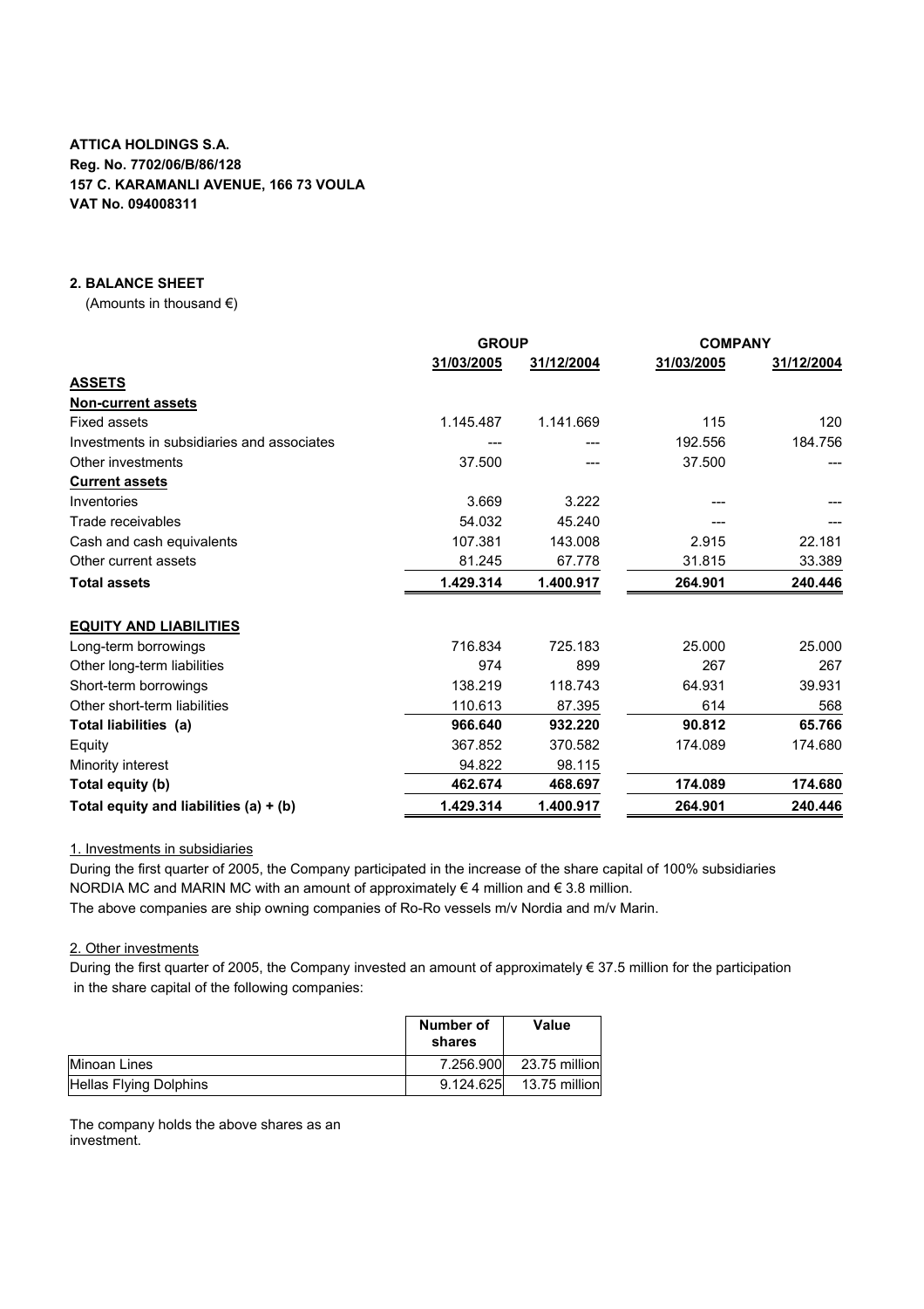**ATTICA HOLDINGS S.A.**
**Reg. No. 7702/06/B/86/128**
**157 C. KARAMANLI AVENUE, 166 73 VOULA**
**VAT No. 094008311**

## 2. BALANCE SHEET

(Amounts in thousand €)

| | GROUP | | COMPANY | |
|---|---|---|---|---|
| | 31/03/2005 | 31/12/2004 | 31/03/2005 | 31/12/2004 |
| **ASSETS** | | | | |
| **Non-current assets** | | | | |
| Fixed assets | 1.145.487 | 1.141.669 | 115 | 120 |
| Investments in subsidiaries and associates | --- | --- | 192.556 | 184.756 |
| Other investments | 37.500 | --- | 37.500 | --- |
| **Current assets** | | | | |
| Inventories | 3.669 | 3.222 | --- | --- |
| Trade receivables | 54.032 | 45.240 | --- | --- |
| Cash and cash equivalents | 107.381 | 143.008 | 2.915 | 22.181 |
| Other current assets | 81.245 | 67.778 | 31.815 | 33.389 |
| **Total assets** | **1.429.314** | **1.400.917** | **264.901** | **240.446** |
| **EQUITY AND LIABILITIES** | | | | |
| Long-term borrowings | 716.834 | 725.183 | 25.000 | 25.000 |
| Other long-term liabilities | 974 | 899 | 267 | 267 |
| Short-term borrowings | 138.219 | 118.743 | 64.931 | 39.931 |
| Other short-term liabilities | 110.613 | 87.395 | 614 | 568 |
| **Total liabilities (a)** | **966.640** | **932.220** | **90.812** | **65.766** |
| Equity | 367.852 | 370.582 | 174.089 | 174.680 |
| Minority interest | 94.822 | 98.115 | | |
| **Total equity (b)** | **462.674** | **468.697** | **174.089** | **174.680** |
| **Total equity and liabilities (a) + (b)** | **1.429.314** | **1.400.917** | **264.901** | **240.446** |

1. Investments in subsidiaries

During the first quarter of 2005, the Company participated in the increase of the share capital of 100% subsidiaries NORDIA MC and MARIN MC with an amount of approximately € 4 million and € 3.8 million.
The above companies are ship owning companies of Ro-Ro vessels m/v Nordia and m/v Marin.

2. Other investments

During the first quarter of 2005, the Company invested an amount of approximately € 37.5 million for the participation in the share capital of the following companies:

| | Number of shares | Value |
|---|---|---|
| Minoan Lines | 7.256.900 | 23.75 million |
| Hellas Flying Dolphins | 9.124.625 | 13.75 million |

The company holds the above shares as an investment.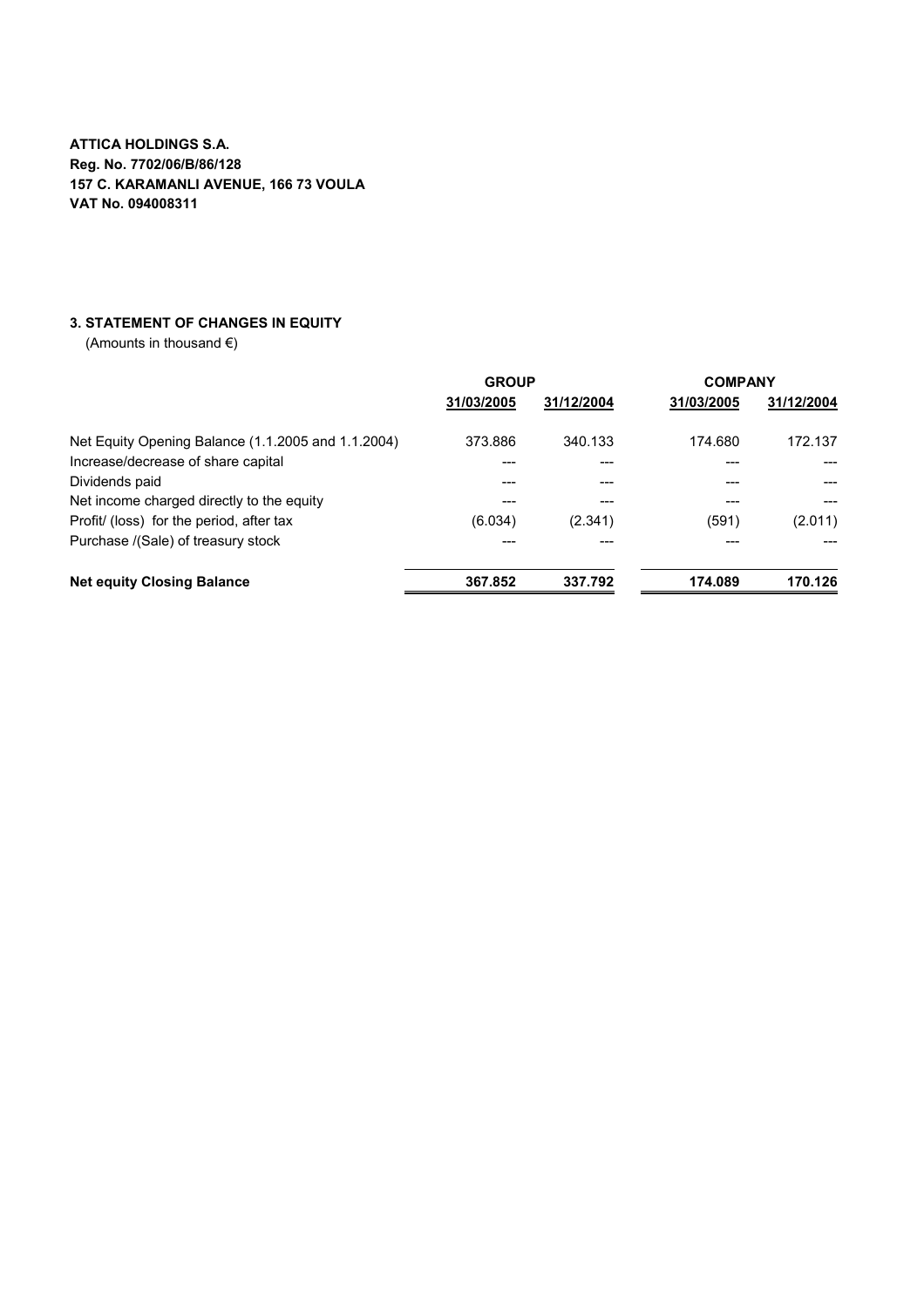**ATTICA HOLDINGS S.A.**
**Reg. No. 7702/06/B/86/128**
**157 C. KARAMANLI AVENUE, 166 73 VOULA**
**VAT No. 094008311**

### 3. STATEMENT OF CHANGES IN EQUITY

(Amounts in thousand €)

| | GROUP | | COMPANY | |
|---|---|---|---|---|
| | 31/03/2005 | 31/12/2004 | 31/03/2005 | 31/12/2004 |
| Net Equity Opening Balance (1.1.2005 and 1.1.2004) | 373.886 | 340.133 | 174.680 | 172.137 |
| Increase/decrease of share capital | --- | --- | --- | --- |
| Dividends paid | --- | --- | --- | --- |
| Net income charged directly to the equity | --- | --- | --- | --- |
| Profit/ (loss) for the period, after tax | (6.034) | (2.341) | (591) | (2.011) |
| Purchase /(Sale) of treasury stock | --- | --- | --- | --- |
| **Net equity Closing Balance** | **367.852** | **337.792** | **174.089** | **170.126** |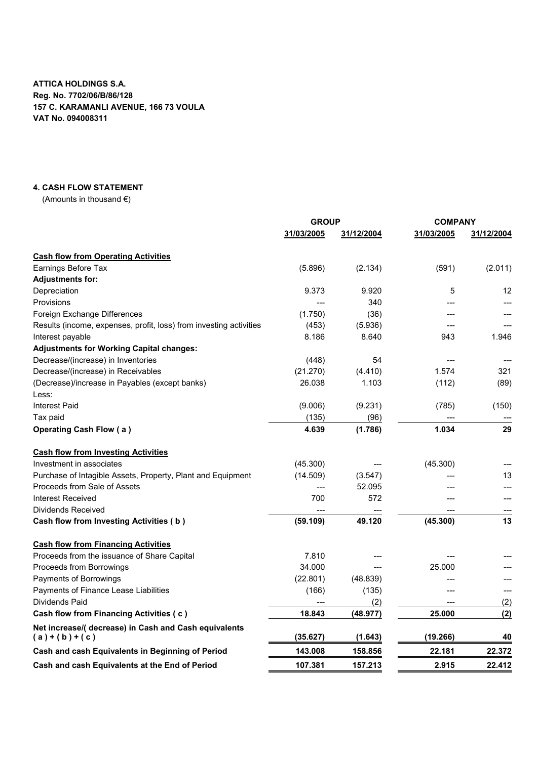**ATTICA HOLDINGS S.A.**
**Reg. No. 7702/06/B/86/128**
**157 C. KARAMANLI AVENUE, 166 73 VOULA**
**VAT No. 094008311**

## 4. CASH FLOW STATEMENT

(Amounts in thousand €)

| | GROUP | | COMPANY | |
|---|---|---|---|---|
| | 31/03/2005 | 31/12/2004 | 31/03/2005 | 31/12/2004 |
| **Cash flow from Operating Activities** | | | | |
| Earnings Before Tax | (5.896) | (2.134) | (591) | (2.011) |
| **Adjustments for:** | | | | |
| Depreciation | 9.373 | 9.920 | 5 | 12 |
| Provisions | --- | 340 | --- | --- |
| Foreign Exchange Differences | (1.750) | (36) | --- | --- |
| Results (income, expenses, profit, loss) from investing activities | (453) | (5.936) | --- | --- |
| Interest payable | 8.186 | 8.640 | 943 | 1.946 |
| **Adjustments for Working Capital changes:** | | | | |
| Decrease/(increase) in Inventories | (448) | 54 | --- | --- |
| Decrease/(increase) in Receivables | (21.270) | (4.410) | 1.574 | 321 |
| (Decrease)/increase in Payables (except banks) | 26.038 | 1.103 | (112) | (89) |
| Less: | | | | |
| Interest Paid | (9.006) | (9.231) | (785) | (150) |
| Tax paid | (135) | (96) | --- | --- |
| **Operating Cash Flow ( a )** | **4.639** | **(1.786)** | **1.034** | **29** |
| **Cash flow from Investing Activities** | | | | |
| Investment in associates | (45.300) | --- | (45.300) | --- |
| Purchase of Intagible Assets, Property, Plant and Equipment | (14.509) | (3.547) | --- | 13 |
| Proceeds from Sale of Assets | --- | 52.095 | --- | --- |
| Interest Received | 700 | 572 | --- | --- |
| Dividends Received | --- | --- | --- | --- |
| **Cash flow from Investing Activities ( b )** | **(59.109)** | **49.120** | **(45.300)** | **13** |
| **Cash flow from Financing Activities** | | | | |
| Proceeds from the issuance of Share Capital | 7.810 | --- | --- | --- |
| Proceeds from Borrowings | 34.000 | --- | 25.000 | --- |
| Payments of Borrowings | (22.801) | (48.839) | --- | --- |
| Payments of Finance Lease Liabilities | (166) | (135) | --- | --- |
| Dividends Paid | --- | (2) | --- | (2) |
| **Cash flow from Financing Activities ( c )** | **18.843** | **(48.977)** | **25.000** | **(2)** |
| **Net increase/( decrease) in Cash and Cash equivalents ( a ) + ( b ) + ( c )** | **(35.627)** | **(1.643)** | **(19.266)** | **40** |
| **Cash and cash Equivalents in Beginning of Period** | **143.008** | **158.856** | **22.181** | **22.372** |
| **Cash and cash Equivalents at the End of Period** | **107.381** | **157.213** | **2.915** | **22.412** |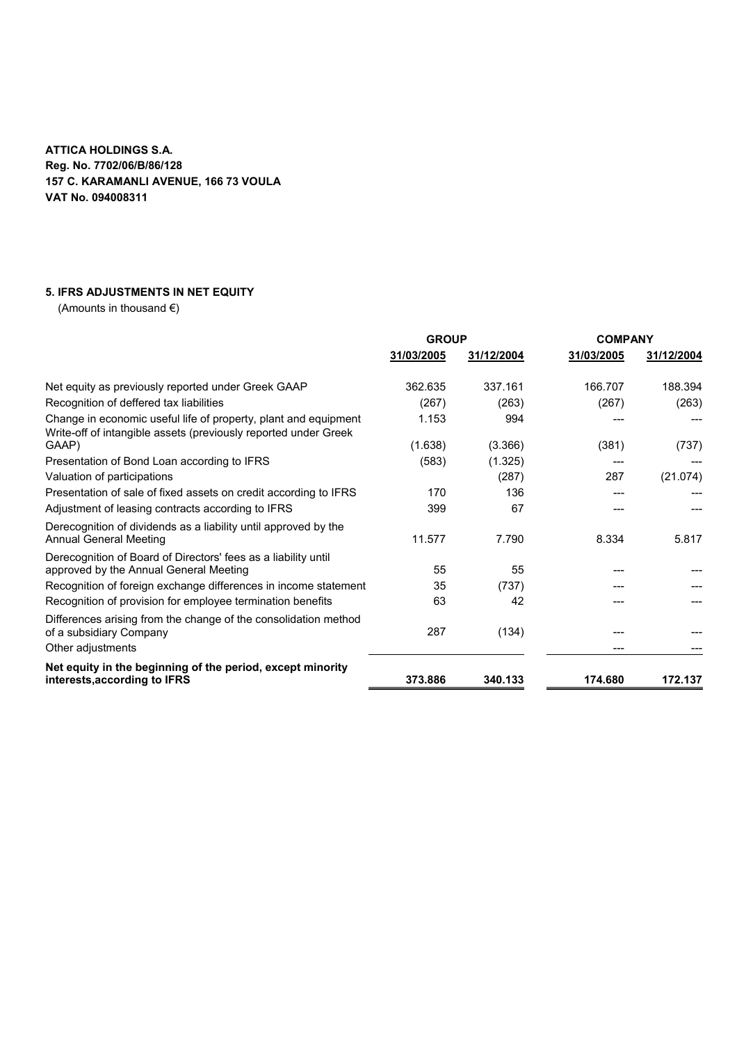**ATTICA HOLDINGS S.A.**
**Reg. No. 7702/06/B/86/128**
**157 C. KARAMANLI AVENUE, 166 73 VOULA**
**VAT No. 094008311**

**5. IFRS ADJUSTMENTS IN NET EQUITY**

(Amounts in thousand €)

| | GROUP | | COMPANY | |
|---|---|---|---|---|
| | 31/03/2005 | 31/12/2004 | 31/03/2005 | 31/12/2004 |
| Net equity as previously reported under Greek GAAP | 362.635 | 337.161 | 166.707 | 188.394 |
| Recognition of deffered tax liabilities | (267) | (263) | (267) | (263) |
| Change in economic useful life of property, plant and equipment | 1.153 | 994 | --- | --- |
| Write-off of intangible assets (previously reported under Greek GAAP) | (1.638) | (3.366) | (381) | (737) |
| Presentation of Bond Loan according to IFRS | (583) | (1.325) | --- | --- |
| Valuation of participations | | (287) | 287 | (21.074) |
| Presentation of sale of fixed assets on credit according to IFRS | 170 | 136 | --- | --- |
| Adjustment of leasing contracts according to IFRS | 399 | 67 | --- | --- |
| Derecognition of dividends as a liability until approved by the Annual General Meeting | 11.577 | 7.790 | 8.334 | 5.817 |
| Derecognition of Board of Directors' fees as a liability until approved by the Annual General Meeting | 55 | 55 | --- | --- |
| Recognition of foreign exchange differences in income statement | 35 | (737) | --- | --- |
| Recognition of provision for employee termination benefits | 63 | 42 | --- | --- |
| Differences arising from the change of the consolidation method of a subsidiary Company | 287 | (134) | --- | --- |
| Other adjustments | | | --- | --- |
| **Net equity in the beginning of the period, except minority interests,according to IFRS** | **373.886** | **340.133** | **174.680** | **172.137** |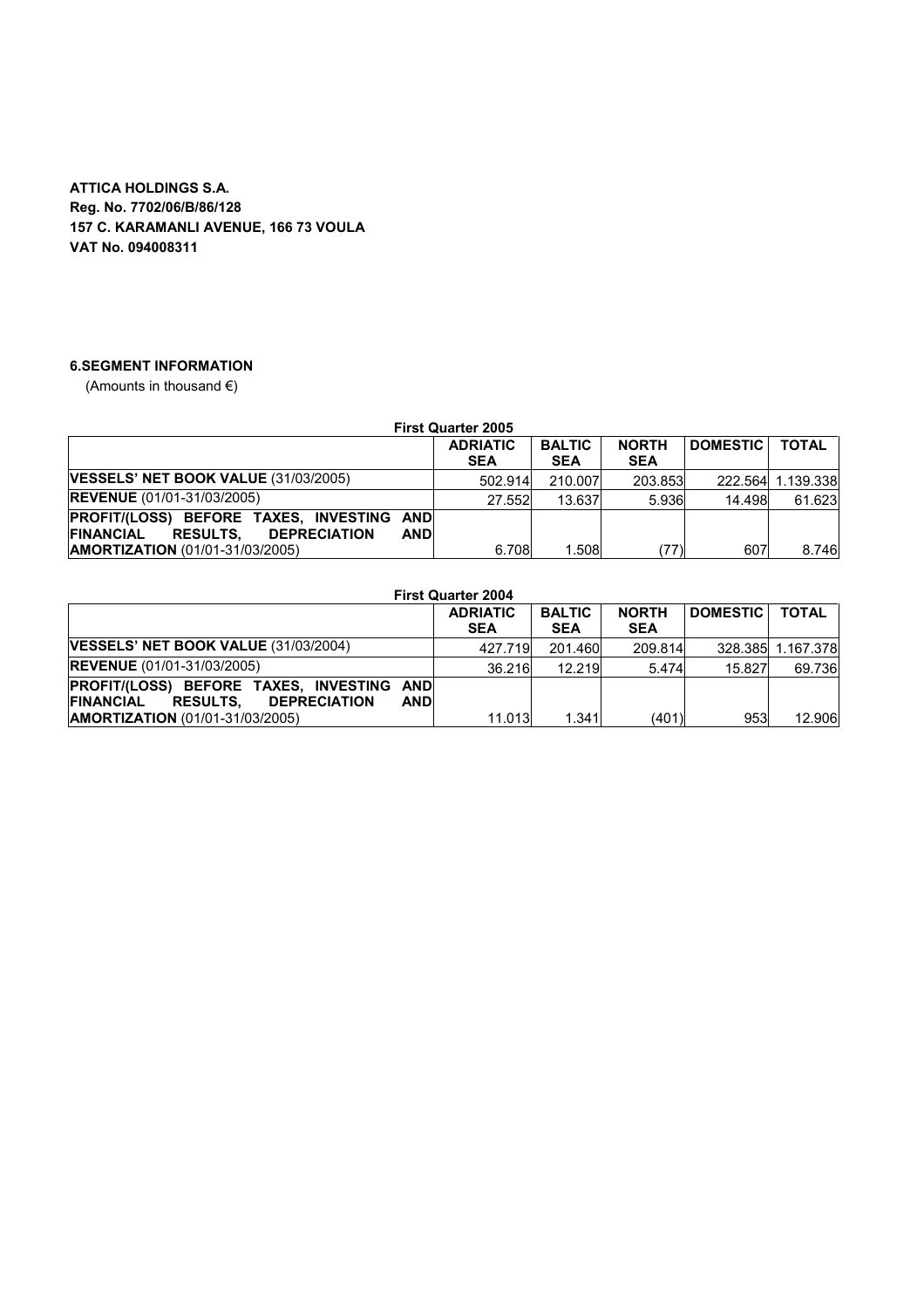**ATTICA HOLDINGS S.A.**
**Reg. No. 7702/06/B/86/128**
**157 C. KARAMANLI AVENUE, 166 73 VOULA**
**VAT No. 094008311**

### 6.SEGMENT INFORMATION

(Amounts in thousand €)

**First Quarter 2005**

| | ADRIATIC SEA | BALTIC SEA | NORTH SEA | DOMESTIC | TOTAL |
|---|---|---|---|---|---|
| **VESSELS' NET BOOK VALUE** (31/03/2005) | 502.914 | 210.007 | 203.853 | 222.564 | 1.139.338 |
| **REVENUE** (01/01-31/03/2005) | 27.552 | 13.637 | 5.936 | 14.498 | 61.623 |
| **PROFIT/(LOSS) BEFORE TAXES, INVESTING AND FINANCIAL RESULTS, DEPRECIATION AND AMORTIZATION** (01/01-31/03/2005) | 6.708 | 1.508 | (77) | 607 | 8.746 |

**First Quarter 2004**

| | ADRIATIC SEA | BALTIC SEA | NORTH SEA | DOMESTIC | TOTAL |
|---|---|---|---|---|---|
| **VESSELS' NET BOOK VALUE** (31/03/2004) | 427.719 | 201.460 | 209.814 | 328.385 | 1.167.378 |
| **REVENUE** (01/01-31/03/2005) | 36.216 | 12.219 | 5.474 | 15.827 | 69.736 |
| **PROFIT/(LOSS) BEFORE TAXES, INVESTING AND FINANCIAL RESULTS, DEPRECIATION AND AMORTIZATION** (01/01-31/03/2005) | 11.013 | 1.341 | (401) | 953 | 12.906 |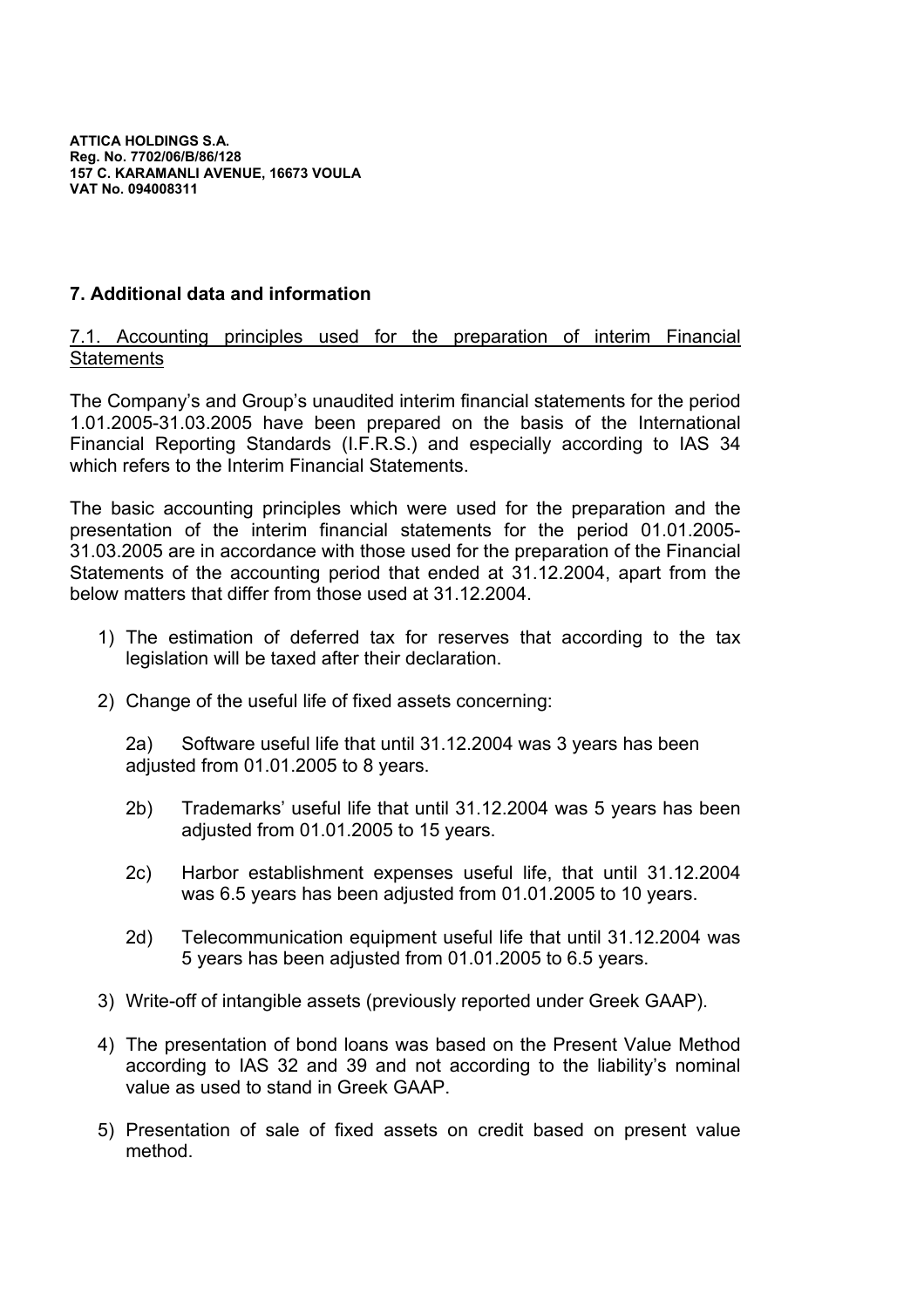**ATTICA HOLDINGS S.A.**
**Reg. No. 7702/06/B/86/128**
**157 C. KARAMANLI AVENUE, 16673 VOULA**
**VAT No. 094008311**

## 7. Additional data and information

### 7.1. Accounting principles used for the preparation of interim Financial Statements

The Company's and Group's unaudited interim financial statements for the period 1.01.2005-31.03.2005 have been prepared on the basis of the International Financial Reporting Standards (I.F.R.S.) and especially according to IAS 34 which refers to the Interim Financial Statements.

The basic accounting principles which were used for the preparation and the presentation of the interim financial statements for the period 01.01.2005-31.03.2005 are in accordance with those used for the preparation of the Financial Statements of the accounting period that ended at 31.12.2004, apart from the below matters that differ from those used at 31.12.2004.

1) The estimation of deferred tax for reserves that according to the tax legislation will be taxed after their declaration.

2) Change of the useful life of fixed assets concerning:

   2a) Software useful life that until 31.12.2004 was 3 years has been adjusted from 01.01.2005 to 8 years.

   2b) Trademarks' useful life that until 31.12.2004 was 5 years has been adjusted from 01.01.2005 to 15 years.

   2c) Harbor establishment expenses useful life, that until 31.12.2004 was 6.5 years has been adjusted from 01.01.2005 to 10 years.

   2d) Telecommunication equipment useful life that until 31.12.2004 was 5 years has been adjusted from 01.01.2005 to 6.5 years.

3) Write-off of intangible assets (previously reported under Greek GAAP).

4) The presentation of bond loans was based on the Present Value Method according to IAS 32 and 39 and not according to the liability's nominal value as used to stand in Greek GAAP.

5) Presentation of sale of fixed assets on credit based on present value method.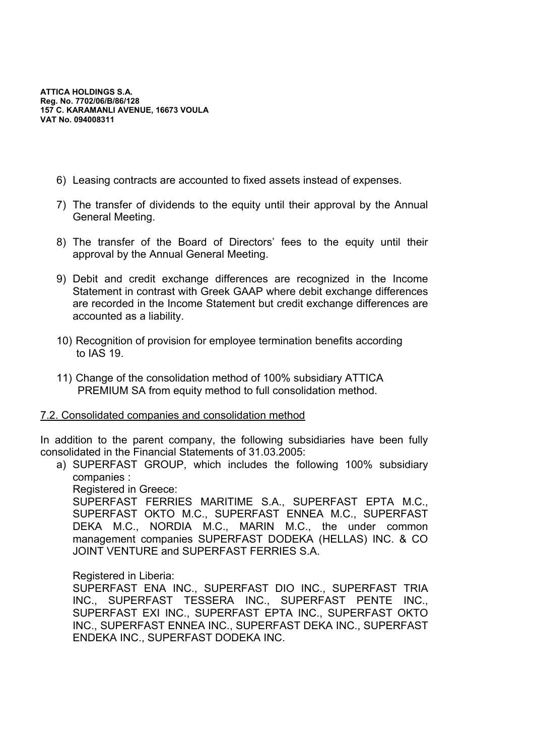6) Leasing contracts are accounted to fixed assets instead of expenses.

7) The transfer of dividends to the equity until their approval by the Annual General Meeting.

8) The transfer of the Board of Directors' fees to the equity until their approval by the Annual General Meeting.

9) Debit and credit exchange differences are recognized in the Income Statement in contrast with Greek GAAP where debit exchange differences are recorded in the Income Statement but credit exchange differences are accounted as a liability.

10) Recognition of provision for employee termination benefits according to IAS 19.

11) Change of the consolidation method of 100% subsidiary ATTICA PREMIUM SA from equity method to full consolidation method.

7.2. Consolidated companies and consolidation method

In addition to the parent company, the following subsidiaries have been fully consolidated in the Financial Statements of 31.03.2005:

a) SUPERFAST GROUP, which includes the following 100% subsidiary companies :

   Registered in Greece:
   SUPERFAST FERRIES MARITIME S.A., SUPERFAST EPTA M.C., SUPERFAST OKTO M.C., SUPERFAST ENNEA M.C., SUPERFAST DEKA M.C., NORDIA M.C., MARIN M.C., the under common management companies SUPERFAST DODEKA (HELLAS) INC. & CO JOINT VENTURE and SUPERFAST FERRIES S.A.

   Registered in Liberia:
   SUPERFAST ENA INC., SUPERFAST DIO INC., SUPERFAST TRIA INC., SUPERFAST TESSERA INC., SUPERFAST PENTE INC., SUPERFAST EXI INC., SUPERFAST EPTA INC., SUPERFAST OKTO INC., SUPERFAST ENNEA INC., SUPERFAST DEKA INC., SUPERFAST ENDEKA INC., SUPERFAST DODEKA INC.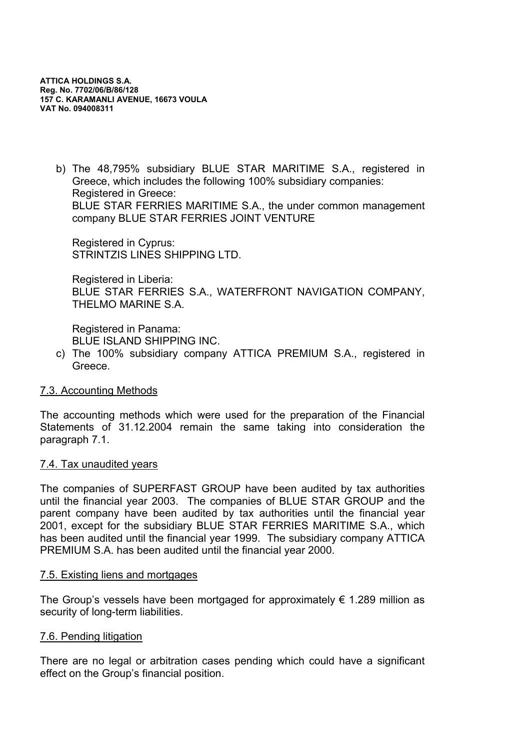**ATTICA HOLDINGS S.A.**
**Reg. No. 7702/06/B/86/128**
**157 C. KARAMANLI AVENUE, 16673 VOULA**
**VAT No. 094008311**

b) The 48,795% subsidiary BLUE STAR MARITIME S.A., registered in Greece, which includes the following 100% subsidiary companies:
   Registered in Greece:
   BLUE STAR FERRIES MARITIME S.A., the under common management company BLUE STAR FERRIES JOINT VENTURE

   Registered in Cyprus:
   STRINTZIS LINES SHIPPING LTD.

   Registered in Liberia:
   BLUE STAR FERRIES S.A., WATERFRONT NAVIGATION COMPANY, THELMO MARINE S.A.

   Registered in Panama:
   BLUE ISLAND SHIPPING INC.

c) The 100% subsidiary company ATTICA PREMIUM S.A., registered in Greece.

<u>7.3. Accounting Methods</u>

The accounting methods which were used for the preparation of the Financial Statements of 31.12.2004 remain the same taking into consideration the paragraph 7.1.

<u>7.4. Tax unaudited years</u>

The companies of SUPERFAST GROUP have been audited by tax authorities until the financial year 2003. The companies of BLUE STAR GROUP and the parent company have been audited by tax authorities until the financial year 2001, except for the subsidiary BLUE STAR FERRIES MARITIME S.A., which has been audited until the financial year 1999. The subsidiary company ATTICA PREMIUM S.A. has been audited until the financial year 2000.

<u>7.5. Existing liens and mortgages</u>

The Group's vessels have been mortgaged for approximately € 1.289 million as security of long-term liabilities.

<u>7.6. Pending litigation</u>

There are no legal or arbitration cases pending which could have a significant effect on the Group's financial position.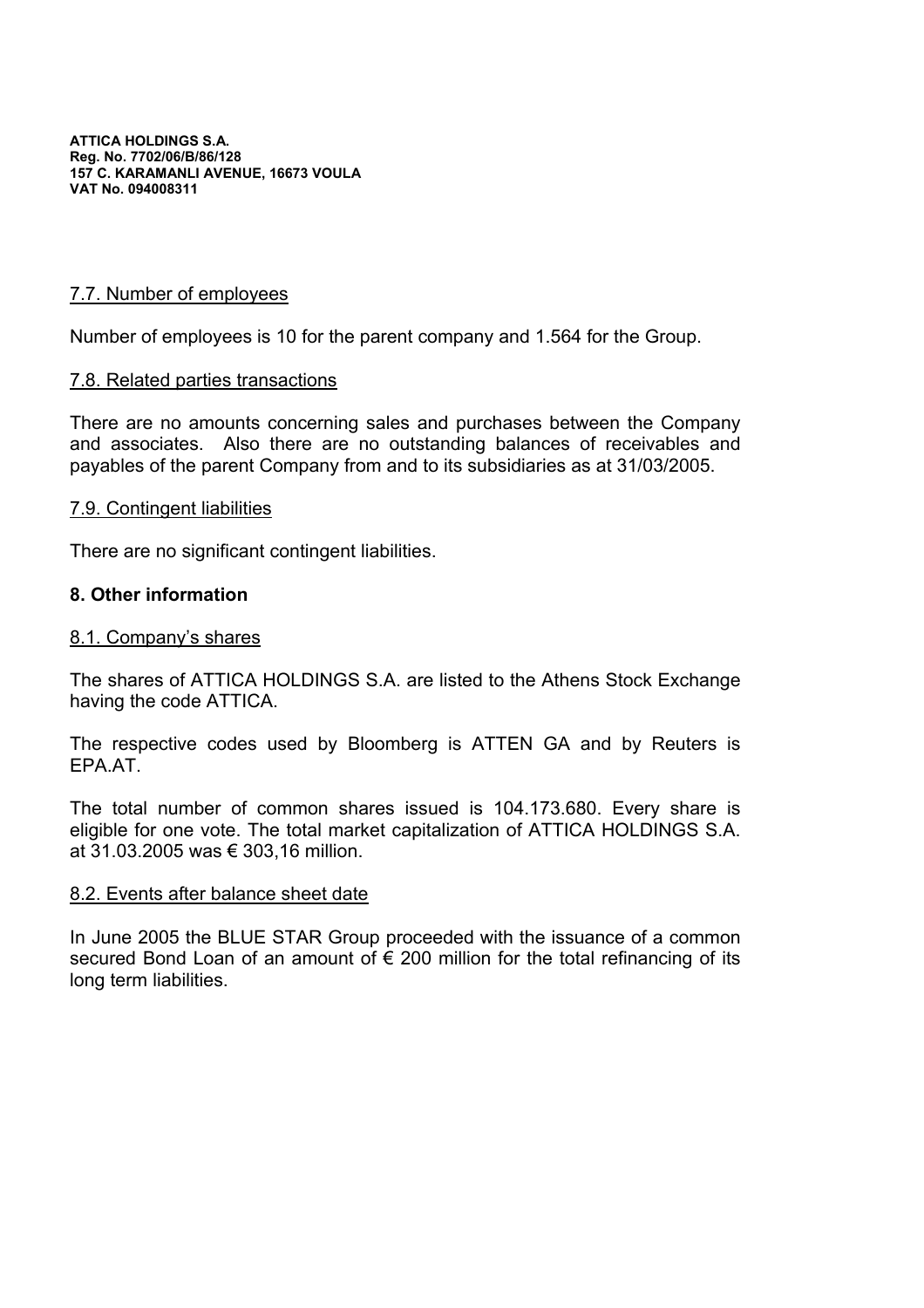### 7.7. Number of employees

Number of employees is 10 for the parent company and 1.564 for the Group.

### 7.8. Related parties transactions

There are no amounts concerning sales and purchases between the Company and associates. Also there are no outstanding balances of receivables and payables of the parent Company from and to its subsidiaries as at 31/03/2005.

### 7.9. Contingent liabilities

There are no significant contingent liabilities.

## 8. Other information

### 8.1. Company's shares

The shares of ATTICA HOLDINGS S.A. are listed to the Athens Stock Exchange having the code ATTICA.

The respective codes used by Bloomberg is ATTEN GA and by Reuters is EPA.AT.

The total number of common shares issued is 104.173.680. Every share is eligible for one vote. The total market capitalization of ATTICA HOLDINGS S.A. at 31.03.2005 was € 303,16 million.

### 8.2. Events after balance sheet date

In June 2005 the BLUE STAR Group proceeded with the issuance of a common secured Bond Loan of an amount of € 200 million for the total refinancing of its long term liabilities.